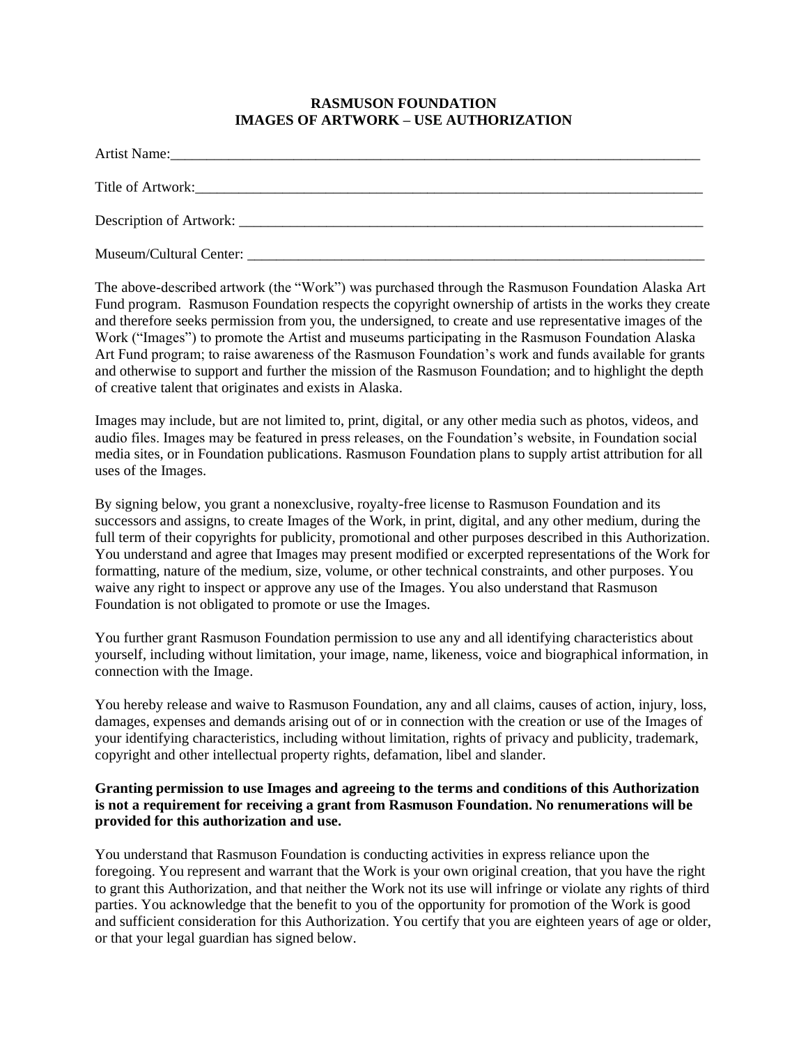# RASMUSON FOUNDATION
## IMAGES OF ARTWORK – USE AUTHORIZATION

Artist Name:\_\_\_\_\_\_\_\_\_\_\_\_\_\_\_\_\_\_\_\_\_\_\_\_\_\_\_\_\_\_\_\_\_\_\_\_\_\_\_\_\_\_\_\_\_\_\_\_\_\_\_\_\_\_\_\_\_\_\_\_\_\_\_\_\_\_\_\_\_\_\_\_

Title of Artwork:\_\_\_\_\_\_\_\_\_\_\_\_\_\_\_\_\_\_\_\_\_\_\_\_\_\_\_\_\_\_\_\_\_\_\_\_\_\_\_\_\_\_\_\_\_\_\_\_\_\_\_\_\_\_\_\_\_\_\_\_\_\_\_\_\_\_\_\_\_

Description of Artwork: \_\_\_\_\_\_\_\_\_\_\_\_\_\_\_\_\_\_\_\_\_\_\_\_\_\_\_\_\_\_\_\_\_\_\_\_\_\_\_\_\_\_\_\_\_\_\_\_\_\_\_\_\_\_\_\_\_\_\_\_\_\_\_\_

Museum/Cultural Center: \_\_\_\_\_\_\_\_\_\_\_\_\_\_\_\_\_\_\_\_\_\_\_\_\_\_\_\_\_\_\_\_\_\_\_\_\_\_\_\_\_\_\_\_\_\_\_\_\_\_\_\_\_\_\_\_\_\_\_\_\_\_\_

The above-described artwork (the "Work") was purchased through the Rasmuson Foundation Alaska Art Fund program. Rasmuson Foundation respects the copyright ownership of artists in the works they create and therefore seeks permission from you, the undersigned, to create and use representative images of the Work ("Images") to promote the Artist and museums participating in the Rasmuson Foundation Alaska Art Fund program; to raise awareness of the Rasmuson Foundation's work and funds available for grants and otherwise to support and further the mission of the Rasmuson Foundation; and to highlight the depth of creative talent that originates and exists in Alaska.

Images may include, but are not limited to, print, digital, or any other media such as photos, videos, and audio files. Images may be featured in press releases, on the Foundation's website, in Foundation social media sites, or in Foundation publications. Rasmuson Foundation plans to supply artist attribution for all uses of the Images.

By signing below, you grant a nonexclusive, royalty-free license to Rasmuson Foundation and its successors and assigns, to create Images of the Work, in print, digital, and any other medium, during the full term of their copyrights for publicity, promotional and other purposes described in this Authorization. You understand and agree that Images may present modified or excerpted representations of the Work for formatting, nature of the medium, size, volume, or other technical constraints, and other purposes. You waive any right to inspect or approve any use of the Images. You also understand that Rasmuson Foundation is not obligated to promote or use the Images.

You further grant Rasmuson Foundation permission to use any and all identifying characteristics about yourself, including without limitation, your image, name, likeness, voice and biographical information, in connection with the Image.

You hereby release and waive to Rasmuson Foundation, any and all claims, causes of action, injury, loss, damages, expenses and demands arising out of or in connection with the creation or use of the Images of your identifying characteristics, including without limitation, rights of privacy and publicity, trademark, copyright and other intellectual property rights, defamation, libel and slander.

**Granting permission to use Images and agreeing to the terms and conditions of this Authorization is not a requirement for receiving a grant from Rasmuson Foundation. No renumerations will be provided for this authorization and use.**

You understand that Rasmuson Foundation is conducting activities in express reliance upon the foregoing. You represent and warrant that the Work is your own original creation, that you have the right to grant this Authorization, and that neither the Work not its use will infringe or violate any rights of third parties. You acknowledge that the benefit to you of the opportunity for promotion of the Work is good and sufficient consideration for this Authorization. You certify that you are eighteen years of age or older, or that your legal guardian has signed below.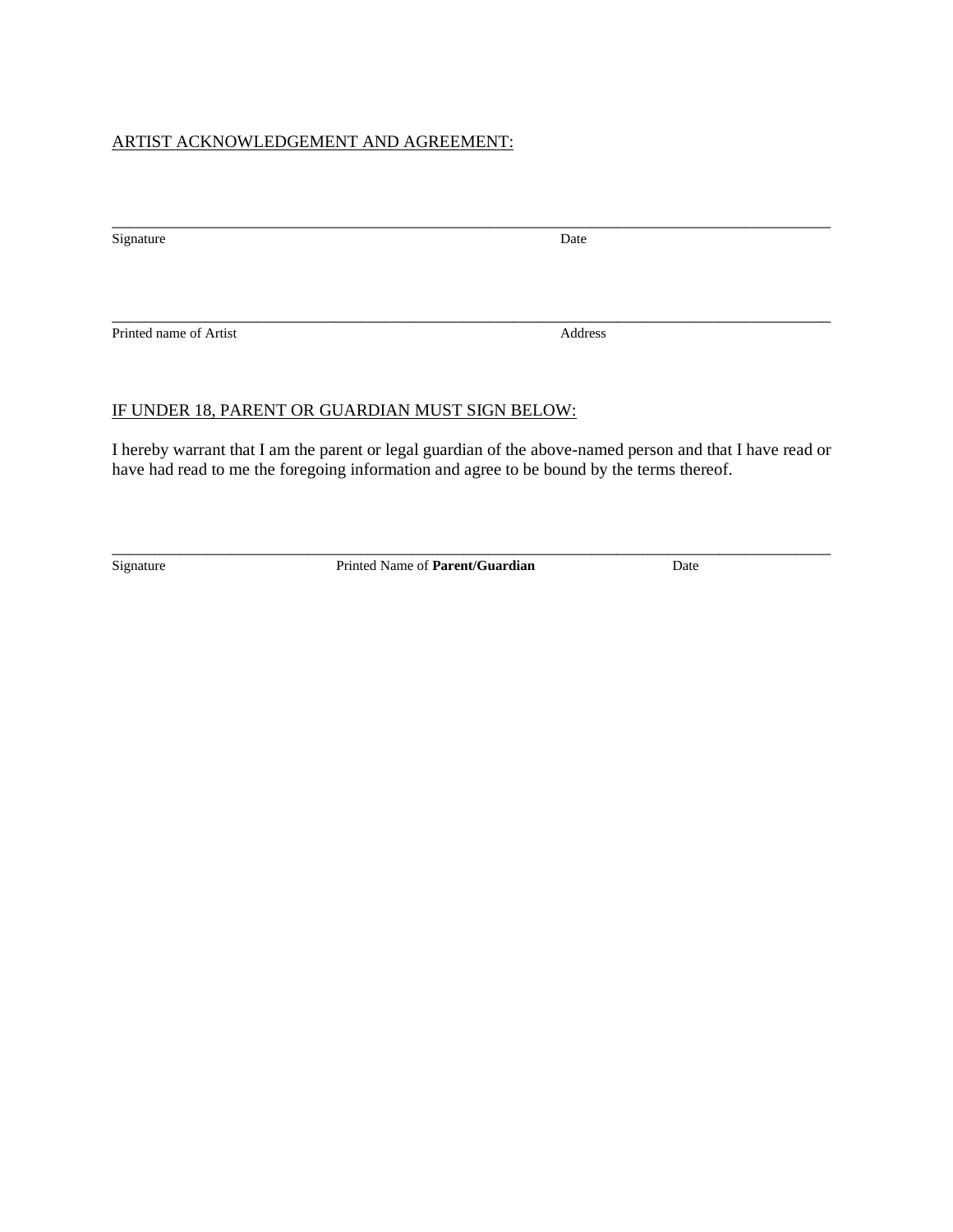ARTIST ACKNOWLEDGEMENT AND AGREEMENT:

_____________________________________________________________________________________________

Signature                                                                                    Date

_____________________________________________________________________________________________

Printed name of Artist                                                                       Address

IF UNDER 18, PARENT OR GUARDIAN MUST SIGN BELOW:

I hereby warrant that I am the parent or legal guardian of the above-named person and that I have read or have had read to me the foregoing information and agree to be bound by the terms thereof.

_____________________________________________________________________________________________

Signature                          Printed Name of **Parent/Guardian**                          Date